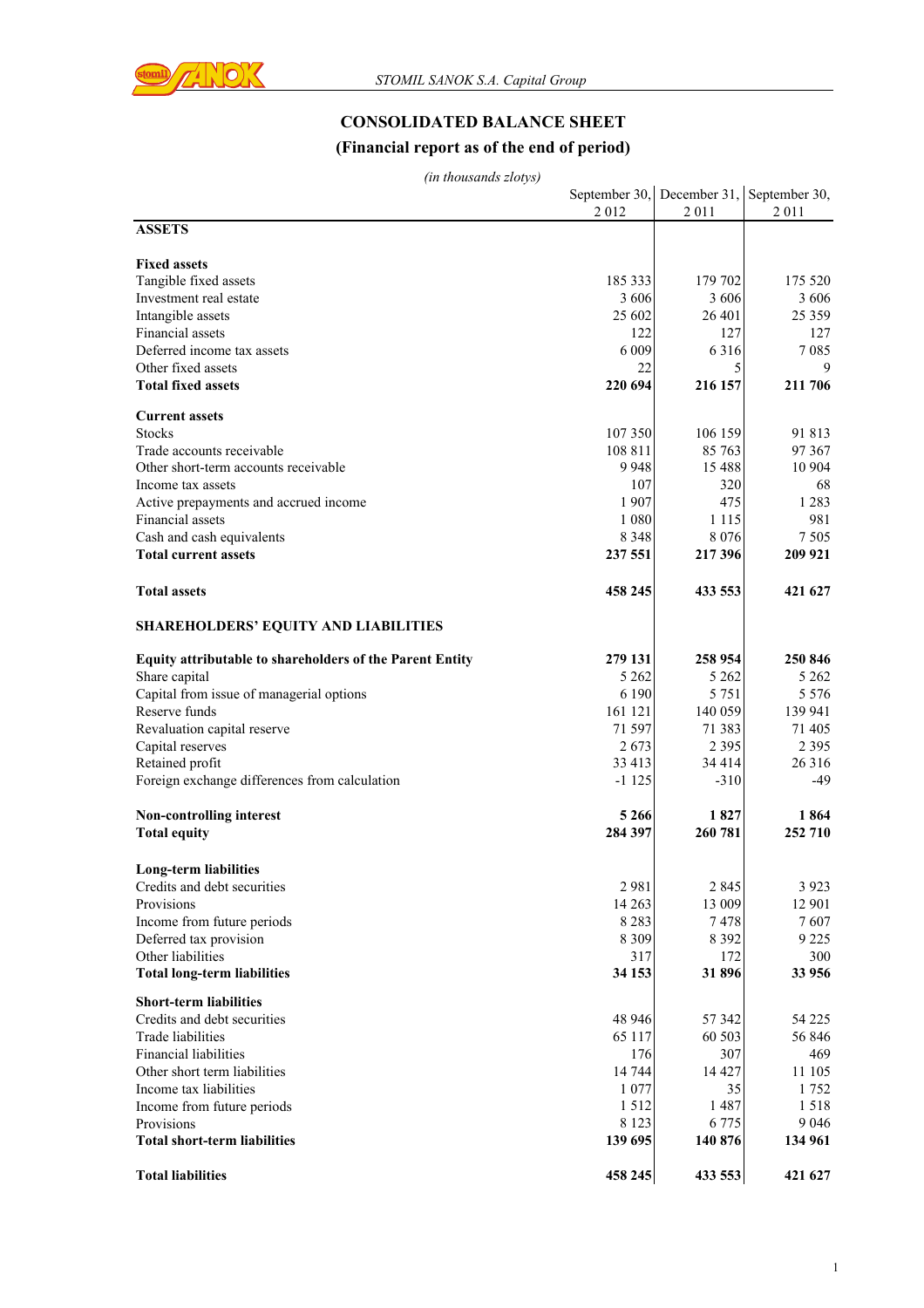# CONSOLIDATED BALANCE SHEET

## (Financial report as of the end of period)

*(in thousands zlotys)*

| | September 30, 2 012 | December 31, 2 011 | September 30, 2 011 |
|---|---|---|---|
| **ASSETS** | | | |
| | | | |
| **Fixed assets** | | | |
| Tangible fixed assets | 185 333 | 179 702 | 175 520 |
| Investment real estate | 3 606 | 3 606 | 3 606 |
| Intangible assets | 25 602 | 26 401 | 25 359 |
| Financial assets | 122 | 127 | 127 |
| Deferred income tax assets | 6 009 | 6 316 | 7 085 |
| Other fixed assets | 22 | 5 | 9 |
| **Total fixed assets** | **220 694** | **216 157** | **211 706** |
| | | | |
| **Current assets** | | | |
| Stocks | 107 350 | 106 159 | 91 813 |
| Trade accounts receivable | 108 811 | 85 763 | 97 367 |
| Other short-term accounts receivable | 9 948 | 15 488 | 10 904 |
| Income tax assets | 107 | 320 | 68 |
| Active prepayments and accrued income | 1 907 | 475 | 1 283 |
| Financial assets | 1 080 | 1 115 | 981 |
| Cash and cash equivalents | 8 348 | 8 076 | 7 505 |
| **Total current assets** | **237 551** | **217 396** | **209 921** |
| | | | |
| **Total assets** | **458 245** | **433 553** | **421 627** |
| | | | |
| **SHAREHOLDERS' EQUITY AND LIABILITIES** | | | |
| | | | |
| **Equity attributable to shareholders of the Parent Entity** | **279 131** | **258 954** | **250 846** |
| Share capital | 5 262 | 5 262 | 5 262 |
| Capital from issue of managerial options | 6 190 | 5 751 | 5 576 |
| Reserve funds | 161 121 | 140 059 | 139 941 |
| Revaluation capital reserve | 71 597 | 71 383 | 71 405 |
| Capital reserves | 2 673 | 2 395 | 2 395 |
| Retained profit | 33 413 | 34 414 | 26 316 |
| Foreign exchange differences from calculation | -1 125 | -310 | -49 |
| | | | |
| **Non-controlling interest** | **5 266** | **1 827** | **1 864** |
| **Total equity** | **284 397** | **260 781** | **252 710** |
| | | | |
| **Long-term liabilities** | | | |
| Credits and debt securities | 2 981 | 2 845 | 3 923 |
| Provisions | 14 263 | 13 009 | 12 901 |
| Income from future periods | 8 283 | 7 478 | 7 607 |
| Deferred tax provision | 8 309 | 8 392 | 9 225 |
| Other liabilities | 317 | 172 | 300 |
| **Total long-term liabilities** | **34 153** | **31 896** | **33 956** |
| | | | |
| **Short-term liabilities** | | | |
| Credits and debt securities | 48 946 | 57 342 | 54 225 |
| Trade liabilities | 65 117 | 60 503 | 56 846 |
| Financial liabilities | 176 | 307 | 469 |
| Other short term liabilities | 14 744 | 14 427 | 11 105 |
| Income tax liabilities | 1 077 | 35 | 1 752 |
| Income from future periods | 1 512 | 1 487 | 1 518 |
| Provisions | 8 123 | 6 775 | 9 046 |
| **Total short-term liabilities** | **139 695** | **140 876** | **134 961** |
| | | | |
| **Total liabilities** | **458 245** | **433 553** | **421 627** |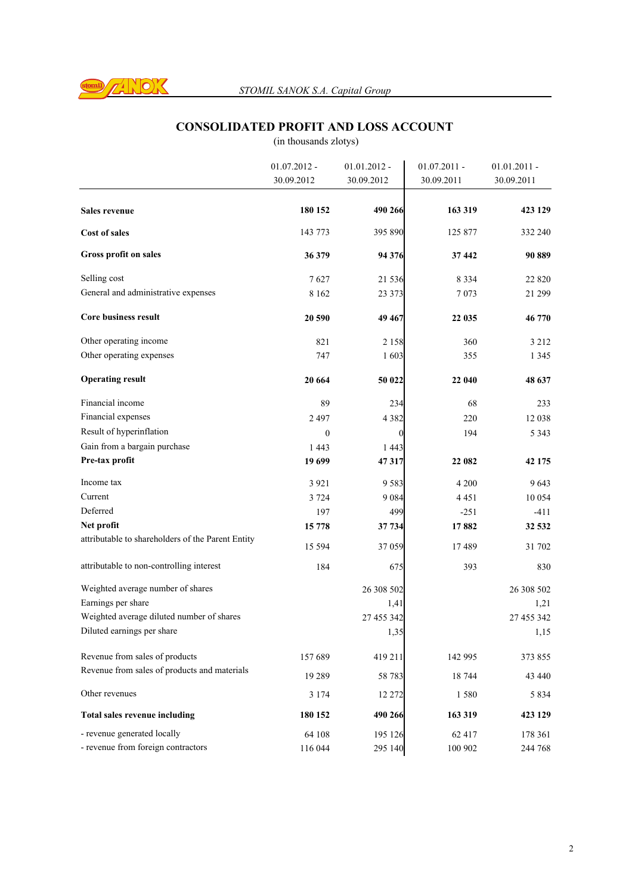# CONSOLIDATED PROFIT AND LOSS ACCOUNT

(in thousands zlotys)

| | 01.07.2012 - 30.09.2012 | 01.01.2012 - 30.09.2012 | 01.07.2011 - 30.09.2011 | 01.01.2011 - 30.09.2011 |
|---|---|---|---|---|
| **Sales revenue** | **180 152** | **490 266** | **163 319** | **423 129** |
| **Cost of sales** | 143 773 | 395 890 | 125 877 | 332 240 |
| **Gross profit on sales** | **36 379** | **94 376** | **37 442** | **90 889** |
| Selling cost | 7 627 | 21 536 | 8 334 | 22 820 |
| General and administrative expenses | 8 162 | 23 373 | 7 073 | 21 299 |
| **Core business result** | **20 590** | **49 467** | **22 035** | **46 770** |
| Other operating income | 821 | 2 158 | 360 | 3 212 |
| Other operating expenses | 747 | 1 603 | 355 | 1 345 |
| **Operating result** | **20 664** | **50 022** | **22 040** | **48 637** |
| Financial income | 89 | 234 | 68 | 233 |
| Financial expenses | 2 497 | 4 382 | 220 | 12 038 |
| Result of hyperinflation | 0 | 0 | 194 | 5 343 |
| Gain from a bargain purchase | 1 443 | 1 443 | | |
| **Pre-tax profit** | **19 699** | **47 317** | **22 082** | **42 175** |
| Income tax | 3 921 | 9 583 | 4 200 | 9 643 |
| Current | 3 724 | 9 084 | 4 451 | 10 054 |
| Deferred | 197 | 499 | -251 | -411 |
| **Net profit** | **15 778** | **37 734** | **17 882** | **32 532** |
| attributable to shareholders of the Parent Entity | 15 594 | 37 059 | 17 489 | 31 702 |
| attributable to non-controlling interest | 184 | 675 | 393 | 830 |
| Weighted average number of shares | | 26 308 502 | | 26 308 502 |
| Earnings per share | | 1,41 | | 1,21 |
| Weighted average diluted number of shares | | 27 455 342 | | 27 455 342 |
| Diluted earnings per share | | 1,35 | | 1,15 |
| Revenue from sales of products | 157 689 | 419 211 | 142 995 | 373 855 |
| Revenue from sales of products and materials | 19 289 | 58 783 | 18 744 | 43 440 |
| Other revenues | 3 174 | 12 272 | 1 580 | 5 834 |
| **Total sales revenue including** | **180 152** | **490 266** | **163 319** | **423 129** |
| - revenue generated locally | 64 108 | 195 126 | 62 417 | 178 361 |
| - revenue from foreign contractors | 116 044 | 295 140 | 100 902 | 244 768 |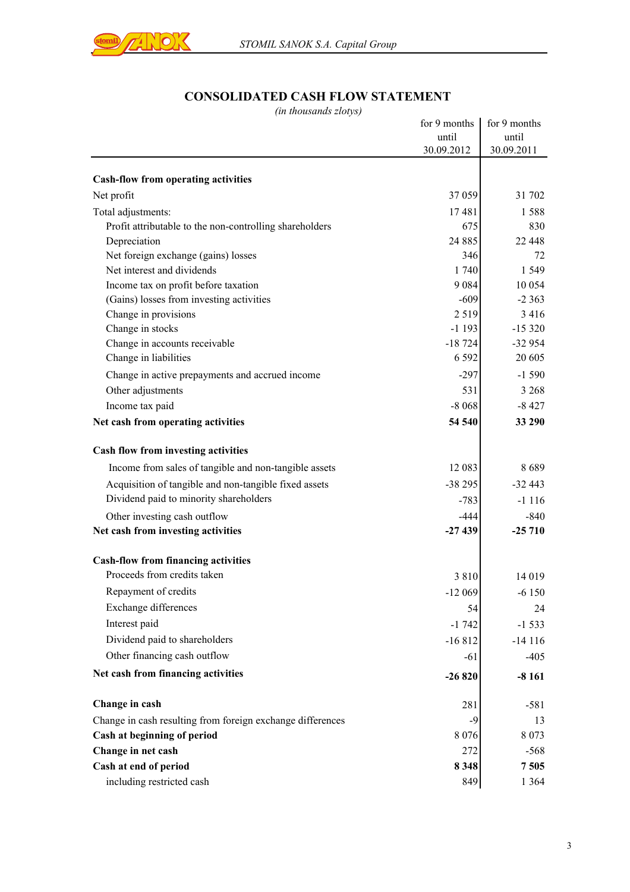# CONSOLIDATED CASH FLOW STATEMENT

*(in thousands zlotys)*

| | for 9 months until 30.09.2012 | for 9 months until 30.09.2011 |
|---|---|---|
| **Cash-flow from operating activities** | | |
| Net profit | 37 059 | 31 702 |
| Total adjustments: | 17 481 | 1 588 |
| Profit attributable to the non-controlling shareholders | 675 | 830 |
| Depreciation | 24 885 | 22 448 |
| Net foreign exchange (gains) losses | 346 | 72 |
| Net interest and dividends | 1 740 | 1 549 |
| Income tax on profit before taxation | 9 084 | 10 054 |
| (Gains) losses from investing activities | -609 | -2 363 |
| Change in provisions | 2 519 | 3 416 |
| Change in stocks | -1 193 | -15 320 |
| Change in accounts receivable | -18 724 | -32 954 |
| Change in liabilities | 6 592 | 20 605 |
| Change in active prepayments and accrued income | -297 | -1 590 |
| Other adjustments | 531 | 3 268 |
| Income tax paid | -8 068 | -8 427 |
| **Net cash from operating activities** | **54 540** | **33 290** |
| **Cash flow from investing activities** | | |
| Income from sales of tangible and non-tangible assets | 12 083 | 8 689 |
| Acquisition of tangible and non-tangible fixed assets | -38 295 | -32 443 |
| Dividend paid to minority shareholders | -783 | -1 116 |
| Other investing cash outflow | -444 | -840 |
| **Net cash from investing activities** | **-27 439** | **-25 710** |
| **Cash-flow from financing activities** | | |
| Proceeds from credits taken | 3 810 | 14 019 |
| Repayment of credits | -12 069 | -6 150 |
| Exchange differences | 54 | 24 |
| Interest paid | -1 742 | -1 533 |
| Dividend paid to shareholders | -16 812 | -14 116 |
| Other financing cash outflow | -61 | -405 |
| **Net cash from financing activities** | **-26 820** | **-8 161** |
| **Change in cash** | 281 | -581 |
| Change in cash resulting from foreign exchange differences | -9 | 13 |
| **Cash at beginning of period** | 8 076 | 8 073 |
| **Change in net cash** | 272 | -568 |
| **Cash at end of period** | **8 348** | **7 505** |
| including restricted cash | 849 | 1 364 |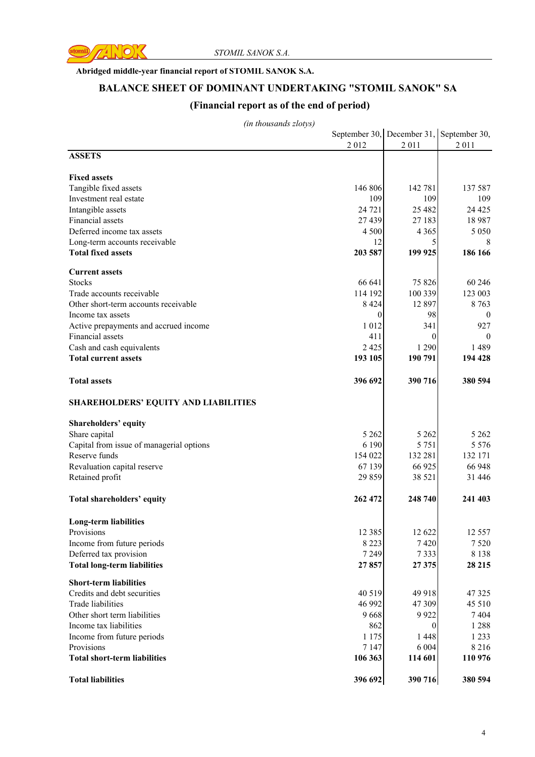**Abridged middle-year financial report of STOMIL SANOK S.A.**

## BALANCE SHEET OF DOMINANT UNDERTAKING "STOMIL SANOK" SA

## (Financial report as of the end of period)

*(in thousands zlotys)*

| | September 30, 2 012 | December 31, 2 011 | September 30, 2 011 |
|---|---|---|---|
| **ASSETS** | | | |
| | | | |
| **Fixed assets** | | | |
| Tangible fixed assets | 146 806 | 142 781 | 137 587 |
| Investment real estate | 109 | 109 | 109 |
| Intangible assets | 24 721 | 25 482 | 24 425 |
| Financial assets | 27 439 | 27 183 | 18 987 |
| Deferred income tax assets | 4 500 | 4 365 | 5 050 |
| Long-term accounts receivable | 12 | 5 | 8 |
| **Total fixed assets** | **203 587** | **199 925** | **186 166** |
| | | | |
| **Current assets** | | | |
| Stocks | 66 641 | 75 826 | 60 246 |
| Trade accounts receivable | 114 192 | 100 339 | 123 003 |
| Other short-term accounts receivable | 8 424 | 12 897 | 8 763 |
| Income tax assets | 0 | 98 | 0 |
| Active prepayments and accrued income | 1 012 | 341 | 927 |
| Financial assets | 411 | 0 | 0 |
| Cash and cash equivalents | 2 425 | 1 290 | 1 489 |
| **Total current assets** | **193 105** | **190 791** | **194 428** |
| | | | |
| **Total assets** | **396 692** | **390 716** | **380 594** |
| | | | |
| **SHAREHOLDERS' EQUITY AND LIABILITIES** | | | |
| | | | |
| **Shareholders' equity** | | | |
| Share capital | 5 262 | 5 262 | 5 262 |
| Capital from issue of managerial options | 6 190 | 5 751 | 5 576 |
| Reserve funds | 154 022 | 132 281 | 132 171 |
| Revaluation capital reserve | 67 139 | 66 925 | 66 948 |
| Retained profit | 29 859 | 38 521 | 31 446 |
| | | | |
| **Total shareholders' equity** | **262 472** | **248 740** | **241 403** |
| | | | |
| **Long-term liabilities** | | | |
| Provisions | 12 385 | 12 622 | 12 557 |
| Income from future periods | 8 223 | 7 420 | 7 520 |
| Deferred tax provision | 7 249 | 7 333 | 8 138 |
| **Total long-term liabilities** | **27 857** | **27 375** | **28 215** |
| **Short-term liabilities** | | | |
| Credits and debt securities | 40 519 | 49 918 | 47 325 |
| Trade liabilities | 46 992 | 47 309 | 45 510 |
| Other short term liabilities | 9 668 | 9 922 | 7 404 |
| Income tax liabilities | 862 | 0 | 1 288 |
| Income from future periods | 1 175 | 1 448 | 1 233 |
| Provisions | 7 147 | 6 004 | 8 216 |
| **Total short-term liabilities** | **106 363** | **114 601** | **110 976** |
| | | | |
| **Total liabilities** | **396 692** | **390 716** | **380 594** |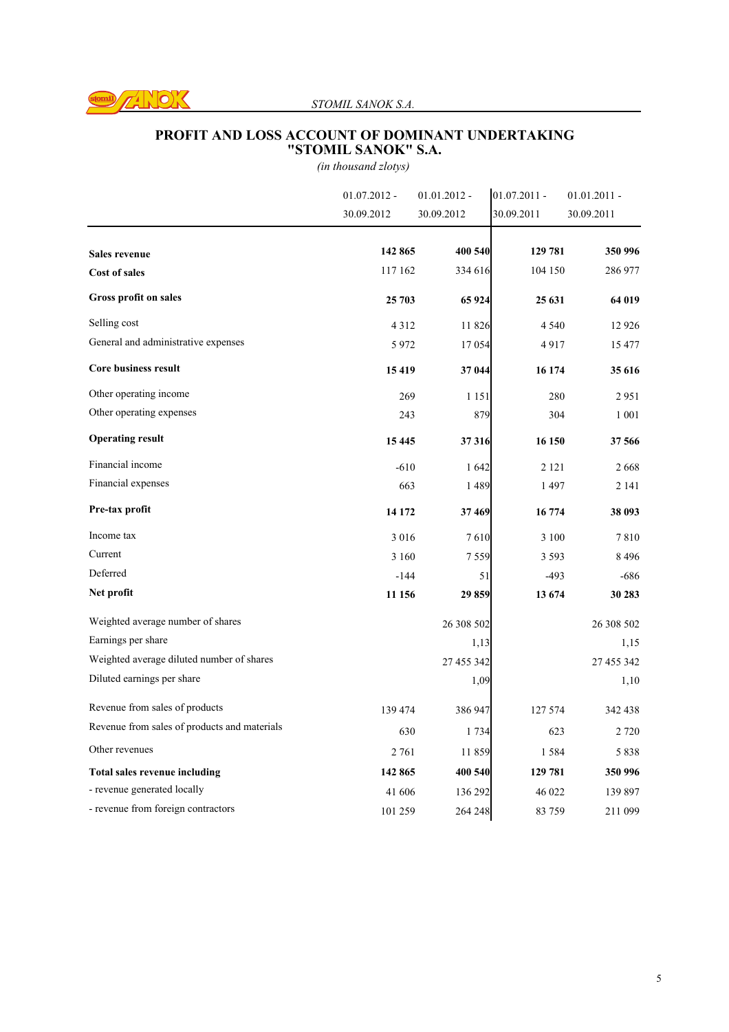# PROFIT AND LOSS ACCOUNT OF DOMINANT UNDERTAKING "STOMIL SANOK" S.A.

*(in thousand zlotys)*

| | 01.07.2012 - 30.09.2012 | 01.01.2012 - 30.09.2012 | 01.07.2011 - 30.09.2011 | 01.01.2011 - 30.09.2011 |
|---|---|---|---|---|
| **Sales revenue** | **142 865** | **400 540** | **129 781** | **350 996** |
| **Cost of sales** | 117 162 | 334 616 | 104 150 | 286 977 |
| **Gross profit on sales** | **25 703** | **65 924** | **25 631** | **64 019** |
| Selling cost | 4 312 | 11 826 | 4 540 | 12 926 |
| General and administrative expenses | 5 972 | 17 054 | 4 917 | 15 477 |
| **Core business result** | **15 419** | **37 044** | **16 174** | **35 616** |
| Other operating income | 269 | 1 151 | 280 | 2 951 |
| Other operating expenses | 243 | 879 | 304 | 1 001 |
| **Operating result** | **15 445** | **37 316** | **16 150** | **37 566** |
| Financial income | -610 | 1 642 | 2 121 | 2 668 |
| Financial expenses | 663 | 1 489 | 1 497 | 2 141 |
| **Pre-tax profit** | **14 172** | **37 469** | **16 774** | **38 093** |
| Income tax | 3 016 | 7 610 | 3 100 | 7 810 |
| Current | 3 160 | 7 559 | 3 593 | 8 496 |
| Deferred | -144 | 51 | -493 | -686 |
| **Net profit** | **11 156** | **29 859** | **13 674** | **30 283** |
| Weighted average number of shares | | 26 308 502 | | 26 308 502 |
| Earnings per share | | 1,13 | | 1,15 |
| Weighted average diluted number of shares | | 27 455 342 | | 27 455 342 |
| Diluted earnings per share | | 1,09 | | 1,10 |
| Revenue from sales of products | 139 474 | 386 947 | 127 574 | 342 438 |
| Revenue from sales of products and materials | 630 | 1 734 | 623 | 2 720 |
| Other revenues | 2 761 | 11 859 | 1 584 | 5 838 |
| **Total sales revenue including** | **142 865** | **400 540** | **129 781** | **350 996** |
| - revenue generated locally | 41 606 | 136 292 | 46 022 | 139 897 |
| - revenue from foreign contractors | 101 259 | 264 248 | 83 759 | 211 099 |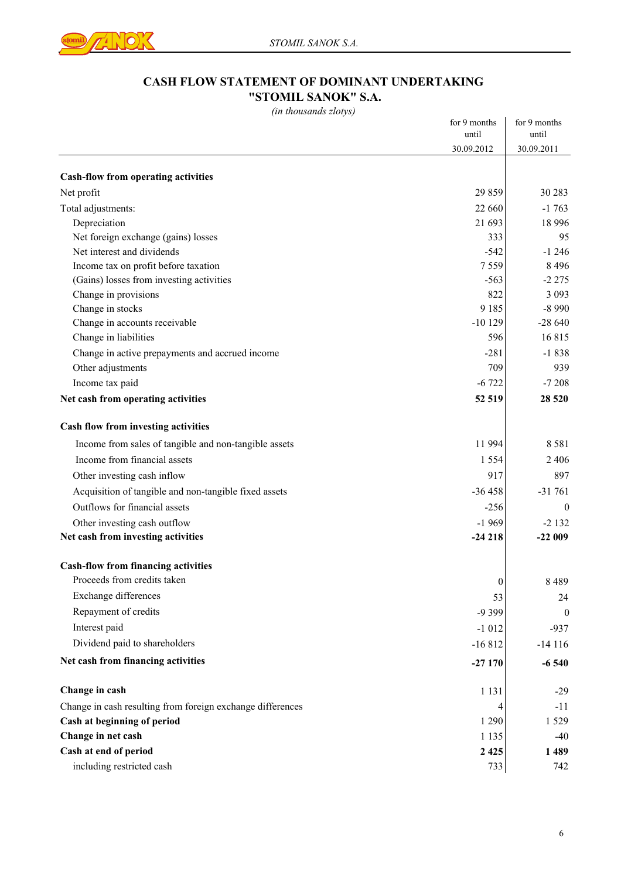# CASH FLOW STATEMENT OF DOMINANT UNDERTAKING "STOMIL SANOK" S.A.

*(in thousands zlotys)*

| | for 9 months until 30.09.2012 | for 9 months until 30.09.2011 |
|---|---|---|
| **Cash-flow from operating activities** | | |
| Net profit | 29 859 | 30 283 |
| Total adjustments: | 22 660 | -1 763 |
| Depreciation | 21 693 | 18 996 |
| Net foreign exchange (gains) losses | 333 | 95 |
| Net interest and dividends | -542 | -1 246 |
| Income tax on profit before taxation | 7 559 | 8 496 |
| (Gains) losses from investing activities | -563 | -2 275 |
| Change in provisions | 822 | 3 093 |
| Change in stocks | 9 185 | -8 990 |
| Change in accounts receivable | -10 129 | -28 640 |
| Change in liabilities | 596 | 16 815 |
| Change in active prepayments and accrued income | -281 | -1 838 |
| Other adjustments | 709 | 939 |
| Income tax paid | -6 722 | -7 208 |
| **Net cash from operating activities** | **52 519** | **28 520** |
| **Cash flow from investing activities** | | |
| Income from sales of tangible and non-tangible assets | 11 994 | 8 581 |
| Income from financial assets | 1 554 | 2 406 |
| Other investing cash inflow | 917 | 897 |
| Acquisition of tangible and non-tangible fixed assets | -36 458 | -31 761 |
| Outflows for financial assets | -256 | 0 |
| Other investing cash outflow | -1 969 | -2 132 |
| **Net cash from investing activities** | **-24 218** | **-22 009** |
| **Cash-flow from financing activities** | | |
| Proceeds from credits taken | 0 | 8 489 |
| Exchange differences | 53 | 24 |
| Repayment of credits | -9 399 | 0 |
| Interest paid | -1 012 | -937 |
| Dividend paid to shareholders | -16 812 | -14 116 |
| **Net cash from financing activities** | **-27 170** | **-6 540** |
| **Change in cash** | 1 131 | -29 |
| Change in cash resulting from foreign exchange differences | 4 | -11 |
| **Cash at beginning of period** | 1 290 | 1 529 |
| **Change in net cash** | 1 135 | -40 |
| **Cash at end of period** | **2 425** | **1 489** |
| including restricted cash | 733 | 742 |